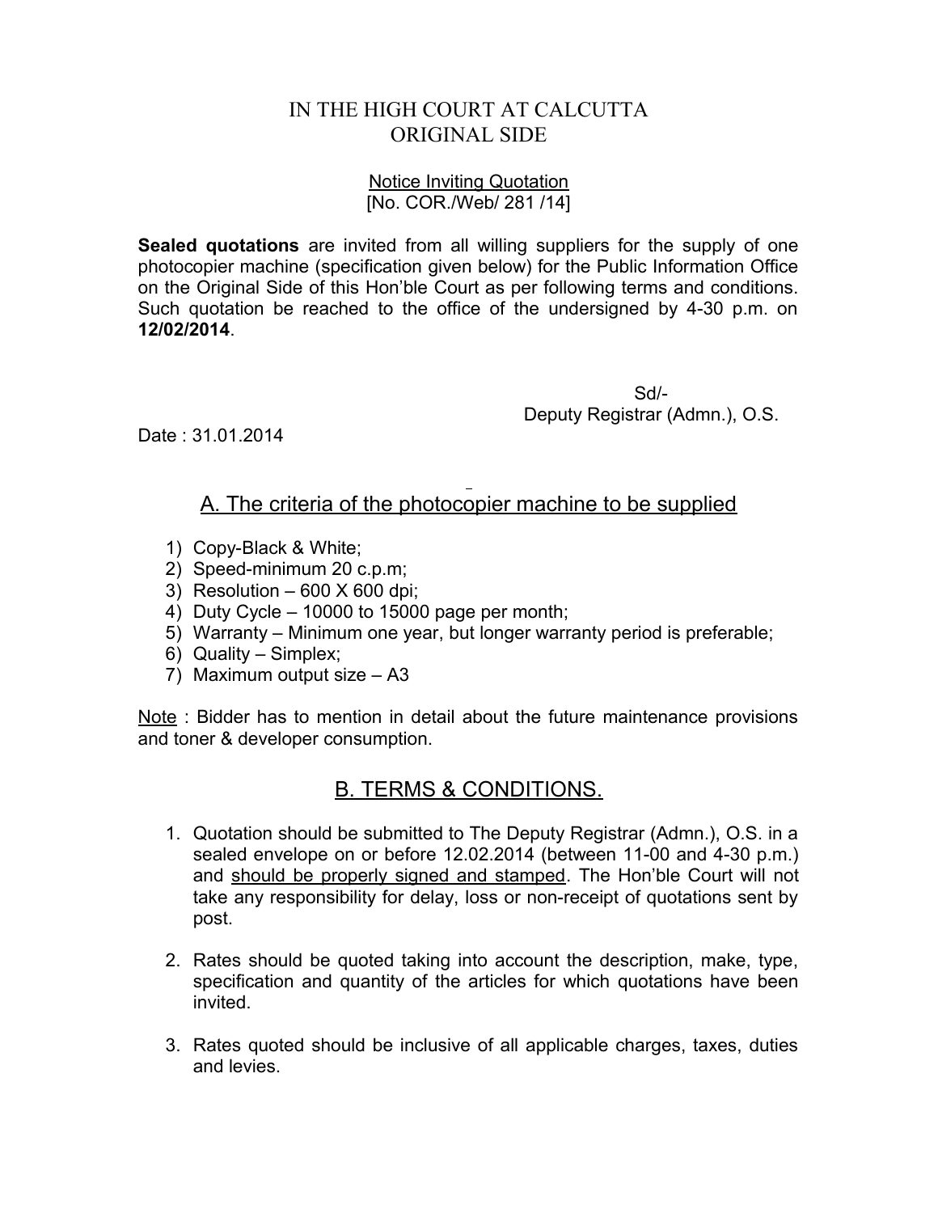# IN THE HIGH COURT AT CALCUTTA
# ORIGINAL SIDE

Notice Inviting Quotation
[No. COR./Web/ 281 /14]

**Sealed quotations** are invited from all willing suppliers for the supply of one photocopier machine (specification given below) for the Public Information Office on the Original Side of this Hon'ble Court as per following terms and conditions. Such quotation be reached to the office of the undersigned by 4-30 p.m. on **12/02/2014**.

Sd/-
Deputy Registrar (Admn.), O.S.

Date : 31.01.2014

## A. The criteria of the photocopier machine to be supplied

1) Copy-Black & White;
2) Speed-minimum 20 c.p.m;
3) Resolution – 600 X 600 dpi;
4) Duty Cycle – 10000 to 15000 page per month;
5) Warranty – Minimum one year, but longer warranty period is preferable;
6) Quality – Simplex;
7) Maximum output size – A3

Note : Bidder has to mention in detail about the future maintenance provisions and toner & developer consumption.

## B. TERMS & CONDITIONS.

1. Quotation should be submitted to The Deputy Registrar (Admn.), O.S. in a sealed envelope on or before 12.02.2014 (between 11-00 and 4-30 p.m.) and should be properly signed and stamped. The Hon'ble Court will not take any responsibility for delay, loss or non-receipt of quotations sent by post.

2. Rates should be quoted taking into account the description, make, type, specification and quantity of the articles for which quotations have been invited.

3. Rates quoted should be inclusive of all applicable charges, taxes, duties and levies.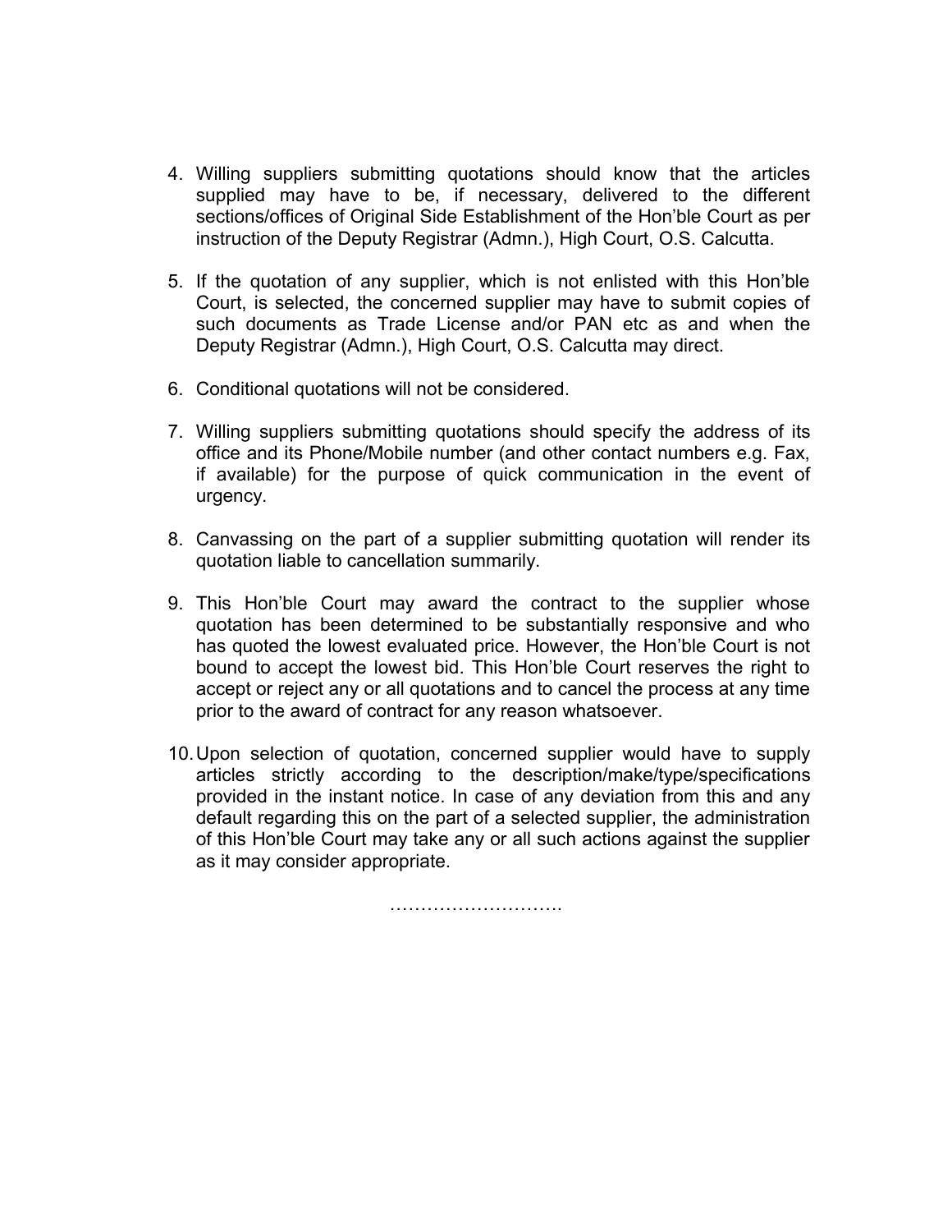4. Willing suppliers submitting quotations should know that the articles supplied may have to be, if necessary, delivered to the different sections/offices of Original Side Establishment of the Hon'ble Court as per instruction of the Deputy Registrar (Admn.), High Court, O.S. Calcutta.

5. If the quotation of any supplier, which is not enlisted with this Hon'ble Court, is selected, the concerned supplier may have to submit copies of such documents as Trade License and/or PAN etc as and when the Deputy Registrar (Admn.), High Court, O.S. Calcutta may direct.

6. Conditional quotations will not be considered.

7. Willing suppliers submitting quotations should specify the address of its office and its Phone/Mobile number (and other contact numbers e.g. Fax, if available) for the purpose of quick communication in the event of urgency.

8. Canvassing on the part of a supplier submitting quotation will render its quotation liable to cancellation summarily.

9. This Hon'ble Court may award the contract to the supplier whose quotation has been determined to be substantially responsive and who has quoted the lowest evaluated price. However, the Hon'ble Court is not bound to accept the lowest bid. This Hon'ble Court reserves the right to accept or reject any or all quotations and to cancel the process at any time prior to the award of contract for any reason whatsoever.

10. Upon selection of quotation, concerned supplier would have to supply articles strictly according to the description/make/type/specifications provided in the instant notice. In case of any deviation from this and any default regarding this on the part of a selected supplier, the administration of this Hon'ble Court may take any or all such actions against the supplier as it may consider appropriate.

……………………….